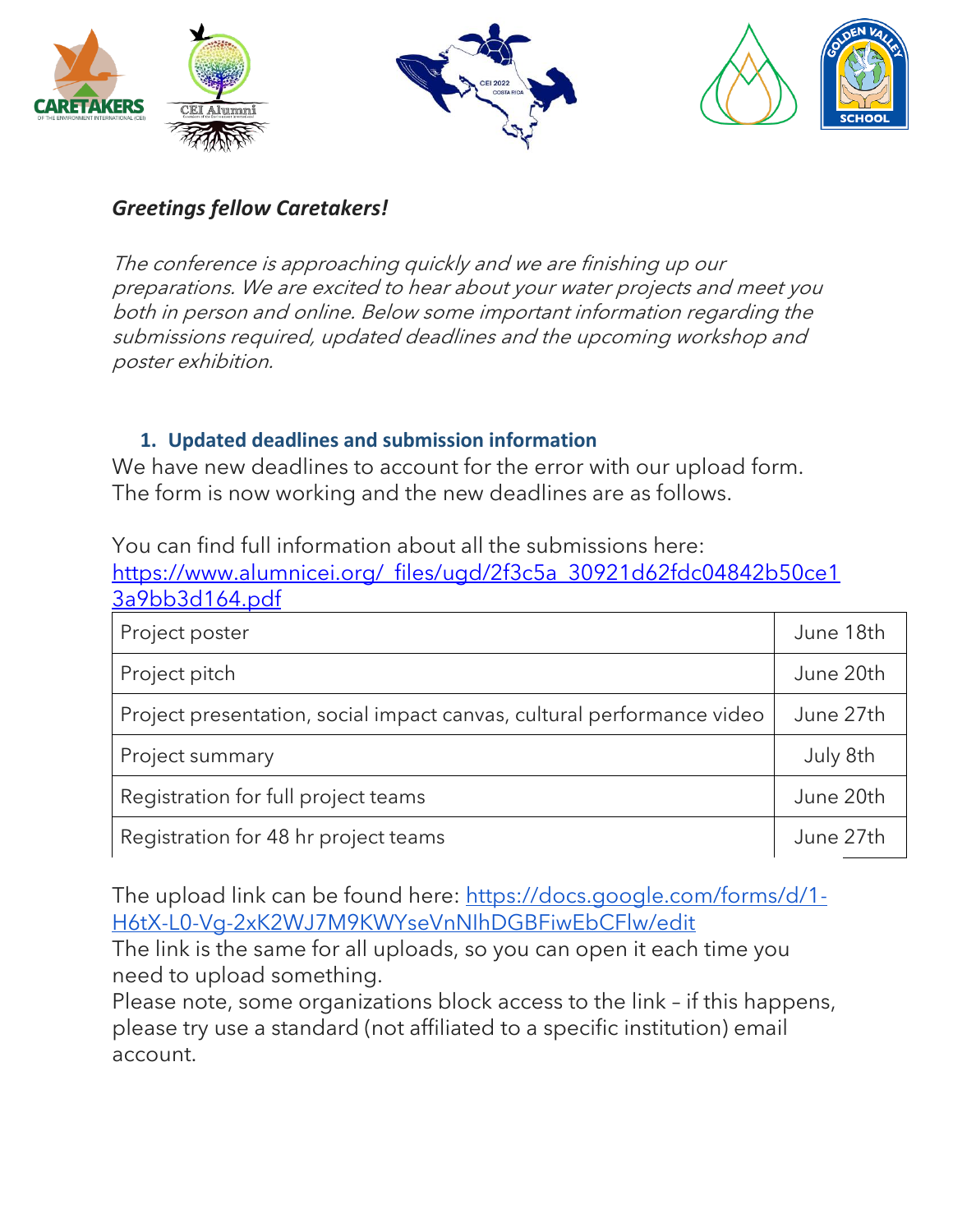***Greetings fellow Caretakers!***

*The conference is approaching quickly and we are finishing up our preparations. We are excited to hear about your water projects and meet you both in person and online. Below some important information regarding the submissions required, updated deadlines and the upcoming workshop and poster exhibition.*

## 1. Updated deadlines and submission information

We have new deadlines to account for the error with our upload form. The form is now working and the new deadlines are as follows.

You can find full information about all the submissions here: [https://www.alumnicei.org/_files/ugd/2f3c5a_30921d62fdc04842b50ce13a9bb3d164.pdf](https://www.alumnicei.org/_files/ugd/2f3c5a_30921d62fdc04842b50ce13a9bb3d164.pdf)

| | |
|---|---|
| Project poster | June 18th |
| Project pitch | June 20th |
| Project presentation, social impact canvas, cultural performance video | June 27th |
| Project summary | July 8th |
| Registration for full project teams | June 20th |
| Registration for 48 hr project teams | June 27th |

The upload link can be found here: [https://docs.google.com/forms/d/1-H6tX-L0-Vg-2xK2WJ7M9KWYseVnNIhDGBFiwEbCFlw/edit](https://docs.google.com/forms/d/1-H6tX-L0-Vg-2xK2WJ7M9KWYseVnNIhDGBFiwEbCFlw/edit)

The link is the same for all uploads, so you can open it each time you need to upload something.

Please note, some organizations block access to the link – if this happens, please try use a standard (not affiliated to a specific institution) email account.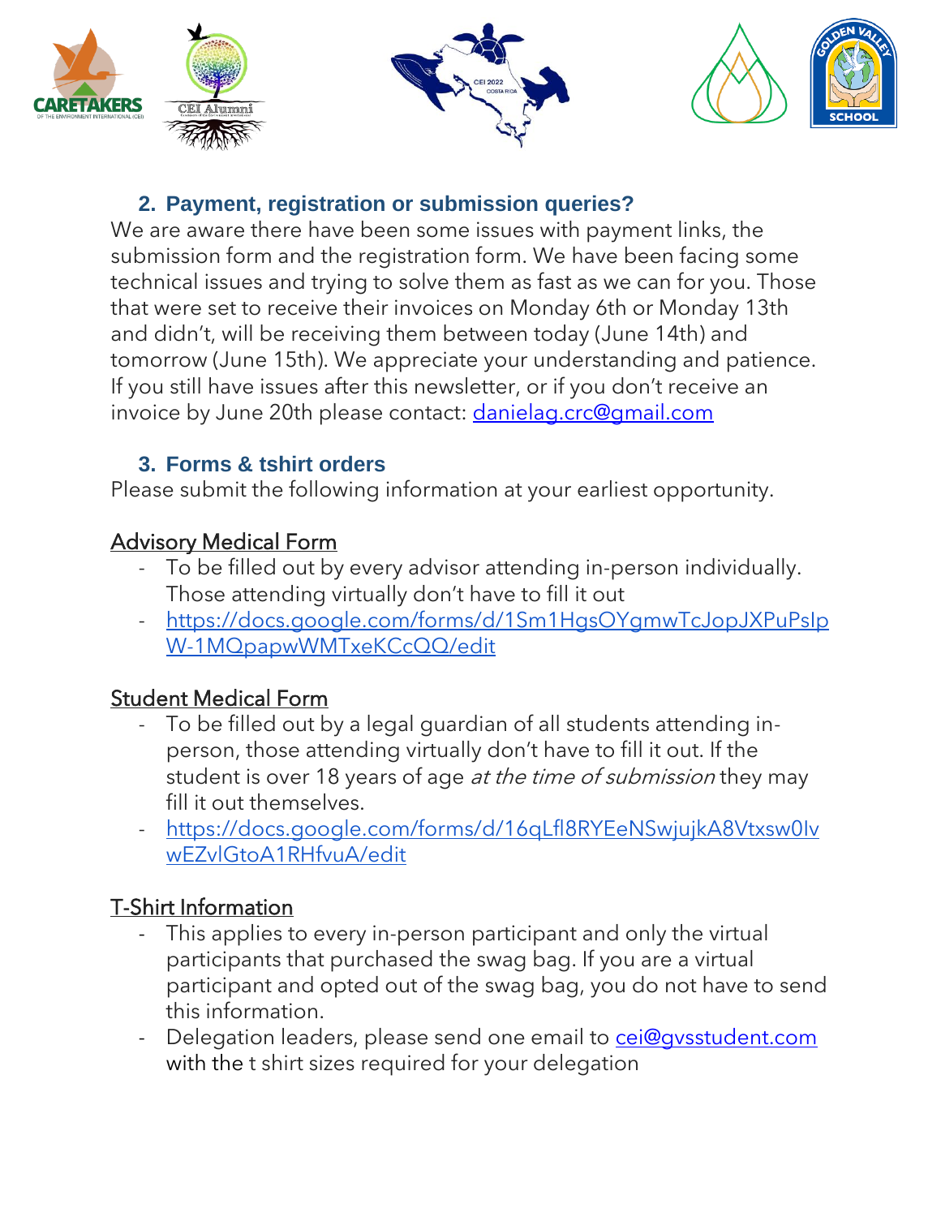## 2. Payment, registration or submission queries?

We are aware there have been some issues with payment links, the submission form and the registration form. We have been facing some technical issues and trying to solve them as fast as we can for you. Those that were set to receive their invoices on Monday 6th or Monday 13th and didn't, will be receiving them between today (June 14th) and tomorrow (June 15th). We appreciate your understanding and patience. If you still have issues after this newsletter, or if you don't receive an invoice by June 20th please contact: danielag.crc@gmail.com

## 3. Forms & tshirt orders

Please submit the following information at your earliest opportunity.

### Advisory Medical Form

- To be filled out by every advisor attending in-person individually. Those attending virtually don't have to fill it out
- https://docs.google.com/forms/d/1Sm1HgsOYgmwTcJopJXPuPsIpW-1MQpapwWMTxeKCcQQ/edit

### Student Medical Form

- To be filled out by a legal guardian of all students attending in-person, those attending virtually don't have to fill it out. If the student is over 18 years of age *at the time of submission* they may fill it out themselves.
- https://docs.google.com/forms/d/16qLfl8RYEeNSwjujkA8Vtxsw0IvwEZvlGtoA1RHfvuA/edit

### T-Shirt Information

- This applies to every in-person participant and only the virtual participants that purchased the swag bag. If you are a virtual participant and opted out of the swag bag, you do not have to send this information.
- Delegation leaders, please send one email to cei@gvsstudent.com with the t shirt sizes required for your delegation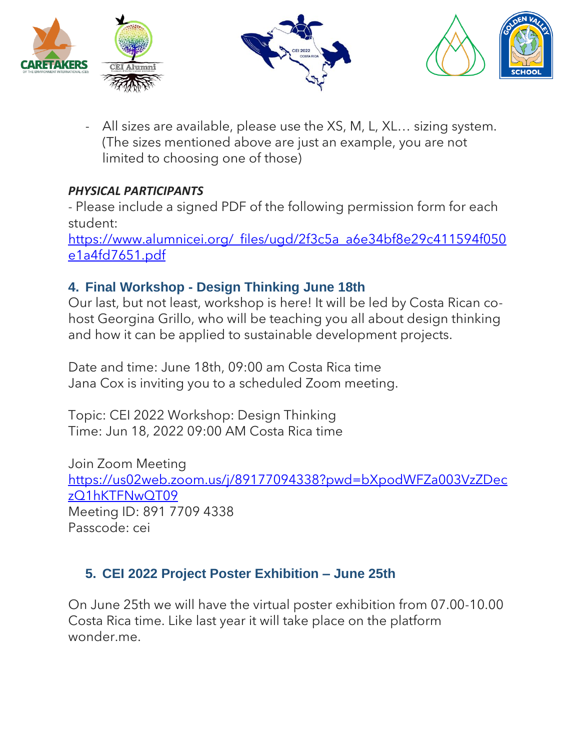- All sizes are available, please use the XS, M, L, XL… sizing system. (The sizes mentioned above are just an example, you are not limited to choosing one of those)

***PHYSICAL PARTICIPANTS***

- Please include a signed PDF of the following permission form for each student: https://www.alumnicei.org/_files/ugd/2f3c5a_a6e34bf8e29c411594f050e1a4fd7651.pdf

## 4. Final Workshop - Design Thinking June 18th

Our last, but not least, workshop is here! It will be led by Costa Rican co-host Georgina Grillo, who will be teaching you all about design thinking and how it can be applied to sustainable development projects.

Date and time: June 18th, 09:00 am Costa Rica time
Jana Cox is inviting you to a scheduled Zoom meeting.

Topic: CEI 2022 Workshop: Design Thinking
Time: Jun 18, 2022 09:00 AM Costa Rica time

Join Zoom Meeting
https://us02web.zoom.us/j/89177094338?pwd=bXpodWFZa003VzZDeczQ1hKTFNwQT09
Meeting ID: 891 7709 4338
Passcode: cei

## 5. CEI 2022 Project Poster Exhibition – June 25th

On June 25th we will have the virtual poster exhibition from 07.00-10.00 Costa Rica time. Like last year it will take place on the platform wonder.me.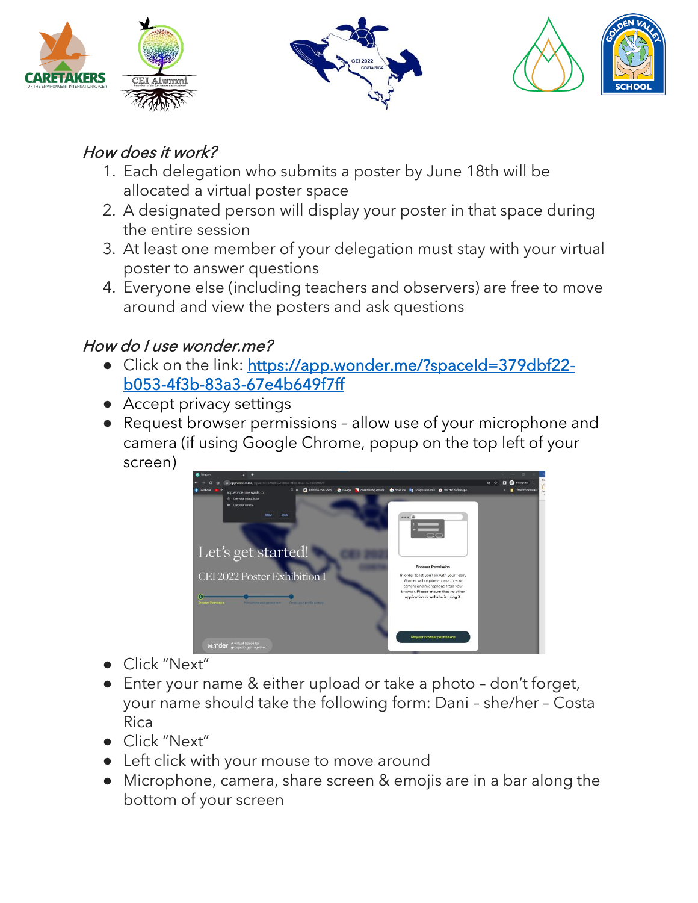### *How does it work?*

1. Each delegation who submits a poster by June 18th will be allocated a virtual poster space
2. A designated person will display your poster in that space during the entire session
3. At least one member of your delegation must stay with your virtual poster to answer questions
4. Everyone else (including teachers and observers) are free to move around and view the posters and ask questions

### *How do I use wonder.me?*

- Click on the link: [https://app.wonder.me/?spaceId=379dbf22-b053-4f3b-83a3-67e4b649f7ff](https://app.wonder.me/?spaceId=379dbf22-b053-4f3b-83a3-67e4b649f7ff)
- Accept privacy settings
- Request browser permissions – allow use of your microphone and camera (if using Google Chrome, popup on the top left of your screen)
- Click "Next"
- Enter your name & either upload or take a photo – don't forget, your name should take the following form: Dani – she/her – Costa Rica
- Click "Next"
- Left click with your mouse to move around
- Microphone, camera, share screen & emojis are in a bar along the bottom of your screen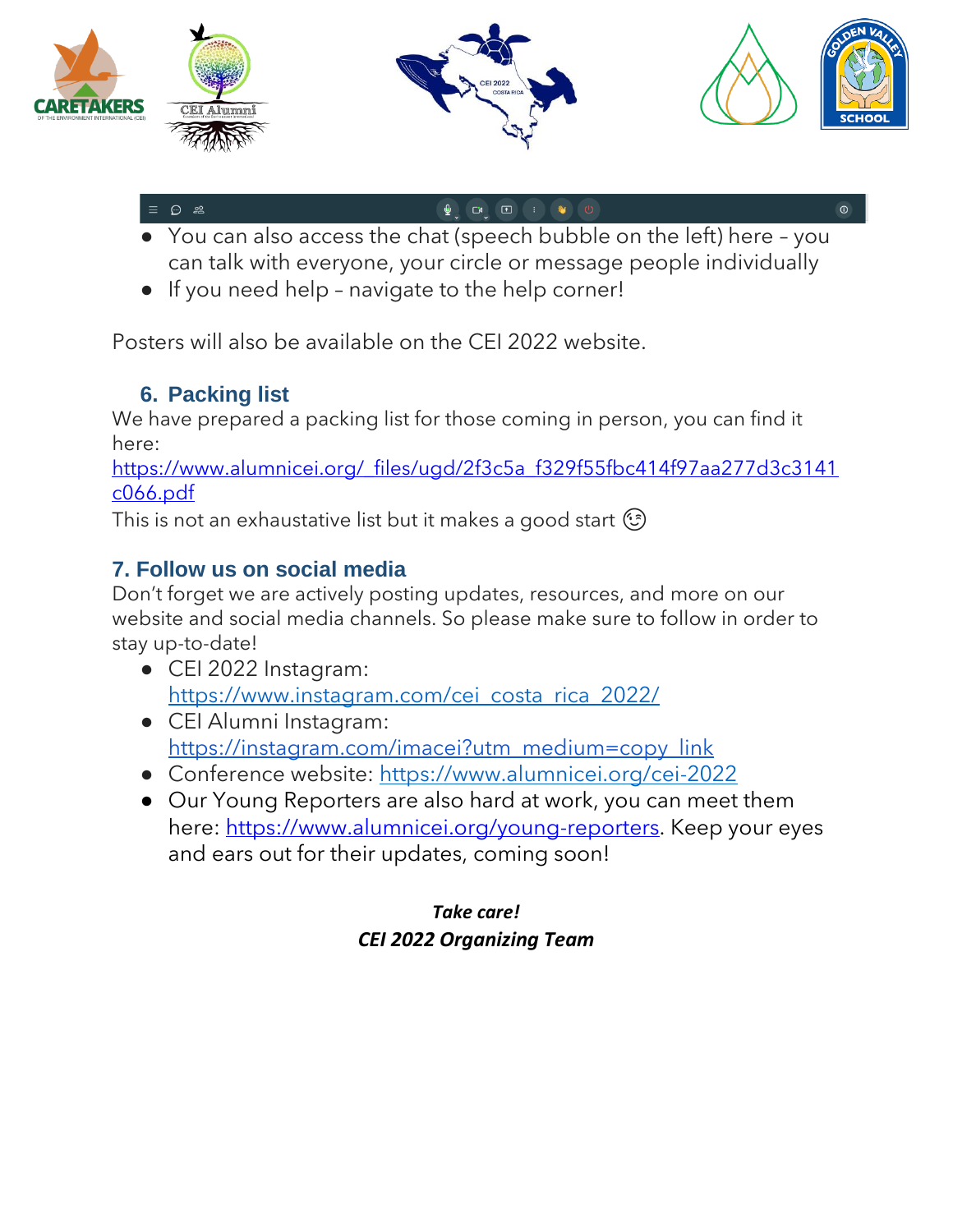- You can also access the chat (speech bubble on the left) here – you can talk with everyone, your circle or message people individually
- If you need help – navigate to the help corner!

Posters will also be available on the CEI 2022 website.

## 6. Packing list

We have prepared a packing list for those coming in person, you can find it here:
https://www.alumnicei.org/_files/ugd/2f3c5a_f329f55fbc414f97aa277d3c3141c066.pdf
This is not an exhaustative list but it makes a good start 😉

## 7. Follow us on social media

Don't forget we are actively posting updates, resources, and more on our website and social media channels. So please make sure to follow in order to stay up-to-date!

- CEI 2022 Instagram: https://www.instagram.com/cei_costa_rica_2022/
- CEI Alumni Instagram: https://instagram.com/imacei?utm_medium=copy_link
- Conference website: https://www.alumnicei.org/cei-2022
- Our Young Reporters are also hard at work, you can meet them here: https://www.alumnicei.org/young-reporters. Keep your eyes and ears out for their updates, coming soon!

***Take care!***
***CEI 2022 Organizing Team***